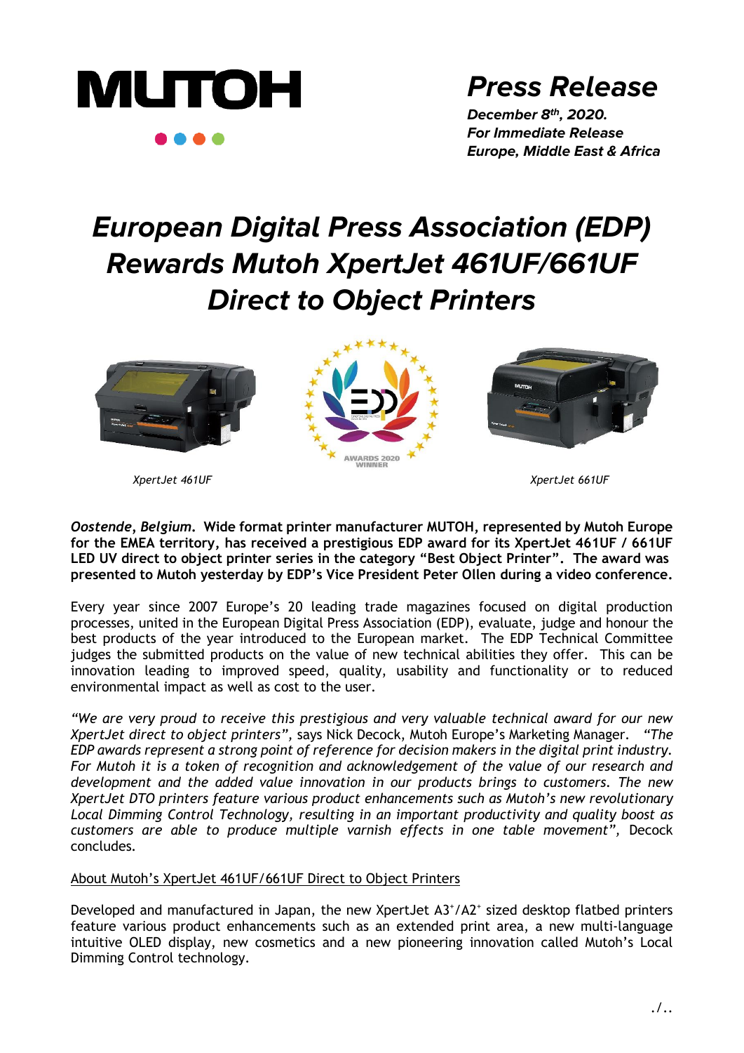MUTOH

# Press Release

***December 8th, 2020.***
***For Immediate Release***
***Europe, Middle East & Africa***

# *European Digital Press Association (EDP) Rewards Mutoh XpertJet 461UF/661UF Direct to Object Printers*

*XpertJet 461UF*

*XpertJet 661UF*

***Oostende, Belgium.* Wide format printer manufacturer MUTOH, represented by Mutoh Europe for the EMEA territory, has received a prestigious EDP award for its XpertJet 461UF / 661UF LED UV direct to object printer series in the category "Best Object Printer". The award was presented to Mutoh yesterday by EDP's Vice President Peter Ollen during a video conference.**

Every year since 2007 Europe's 20 leading trade magazines focused on digital production processes, united in the European Digital Press Association (EDP), evaluate, judge and honour the best products of the year introduced to the European market. The EDP Technical Committee judges the submitted products on the value of new technical abilities they offer. This can be innovation leading to improved speed, quality, usability and functionality or to reduced environmental impact as well as cost to the user.

*"We are very proud to receive this prestigious and very valuable technical award for our new XpertJet direct to object printers"*, says Nick Decock, Mutoh Europe's Marketing Manager. *"The EDP awards represent a strong point of reference for decision makers in the digital print industry. For Mutoh it is a token of recognition and acknowledgement of the value of our research and development and the added value innovation in our products brings to customers. The new XpertJet DTO printers feature various product enhancements such as Mutoh's new revolutionary Local Dimming Control Technology, resulting in an important productivity and quality boost as customers are able to produce multiple varnish effects in one table movement"*, Decock concludes.

<u>About Mutoh's XpertJet 461UF/661UF Direct to Object Printers</u>

Developed and manufactured in Japan, the new XpertJet A3+/A2+ sized desktop flatbed printers feature various product enhancements such as an extended print area, a new multi-language intuitive OLED display, new cosmetics and a new pioneering innovation called Mutoh's Local Dimming Control technology.

./..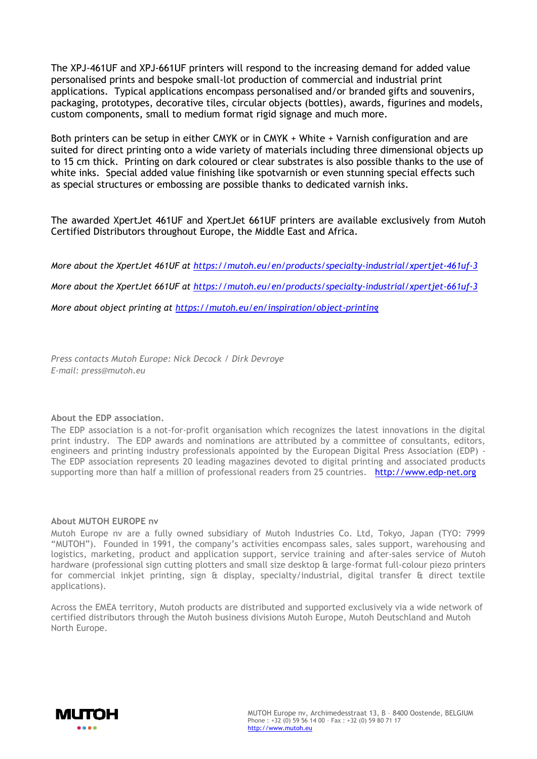The XPJ-461UF and XPJ-661UF printers will respond to the increasing demand for added value personalised prints and bespoke small-lot production of commercial and industrial print applications. Typical applications encompass personalised and/or branded gifts and souvenirs, packaging, prototypes, decorative tiles, circular objects (bottles), awards, figurines and models, custom components, small to medium format rigid signage and much more.

Both printers can be setup in either CMYK or in CMYK + White + Varnish configuration and are suited for direct printing onto a wide variety of materials including three dimensional objects up to 15 cm thick. Printing on dark coloured or clear substrates is also possible thanks to the use of white inks. Special added value finishing like spotvarnish or even stunning special effects such as special structures or embossing are possible thanks to dedicated varnish inks.

The awarded XpertJet 461UF and XpertJet 661UF printers are available exclusively from Mutoh Certified Distributors throughout Europe, the Middle East and Africa.

*More about the XpertJet 461UF at https://mutoh.eu/en/products/specialty-industrial/xpertjet-461uf-3*

*More about the XpertJet 661UF at https://mutoh.eu/en/products/specialty-industrial/xpertjet-661uf-3*

*More about object printing at https://mutoh.eu/en/inspiration/object-printing*

*Press contacts Mutoh Europe: Nick Decock / Dirk Devroye*
*E-mail: press@mutoh.eu*

**About the EDP association.**

The EDP association is a not-for-profit organisation which recognizes the latest innovations in the digital print industry. The EDP awards and nominations are attributed by a committee of consultants, editors, engineers and printing industry professionals appointed by the European Digital Press Association (EDP) - The EDP association represents 20 leading magazines devoted to digital printing and associated products supporting more than half a million of professional readers from 25 countries. http://www.edp-net.org

**About MUTOH EUROPE nv**

Mutoh Europe nv are a fully owned subsidiary of Mutoh Industries Co. Ltd, Tokyo, Japan (TYO: 7999 "MUTOH"). Founded in 1991, the company's activities encompass sales, sales support, warehousing and logistics, marketing, product and application support, service training and after-sales service of Mutoh hardware (professional sign cutting plotters and small size desktop & large-format full-colour piezo printers for commercial inkjet printing, sign & display, specialty/industrial, digital transfer & direct textile applications).

Across the EMEA territory, Mutoh products are distributed and supported exclusively via a wide network of certified distributors through the Mutoh business divisions Mutoh Europe, Mutoh Deutschland and Mutoh North Europe.

MUTOH

MUTOH Europe nv, Archimedesstraat 13, B – 8400 Oostende, BELGIUM
Phone : +32 (0) 59 56 14 00 – Fax : +32 (0) 59 80 71 17
http://www.mutoh.eu